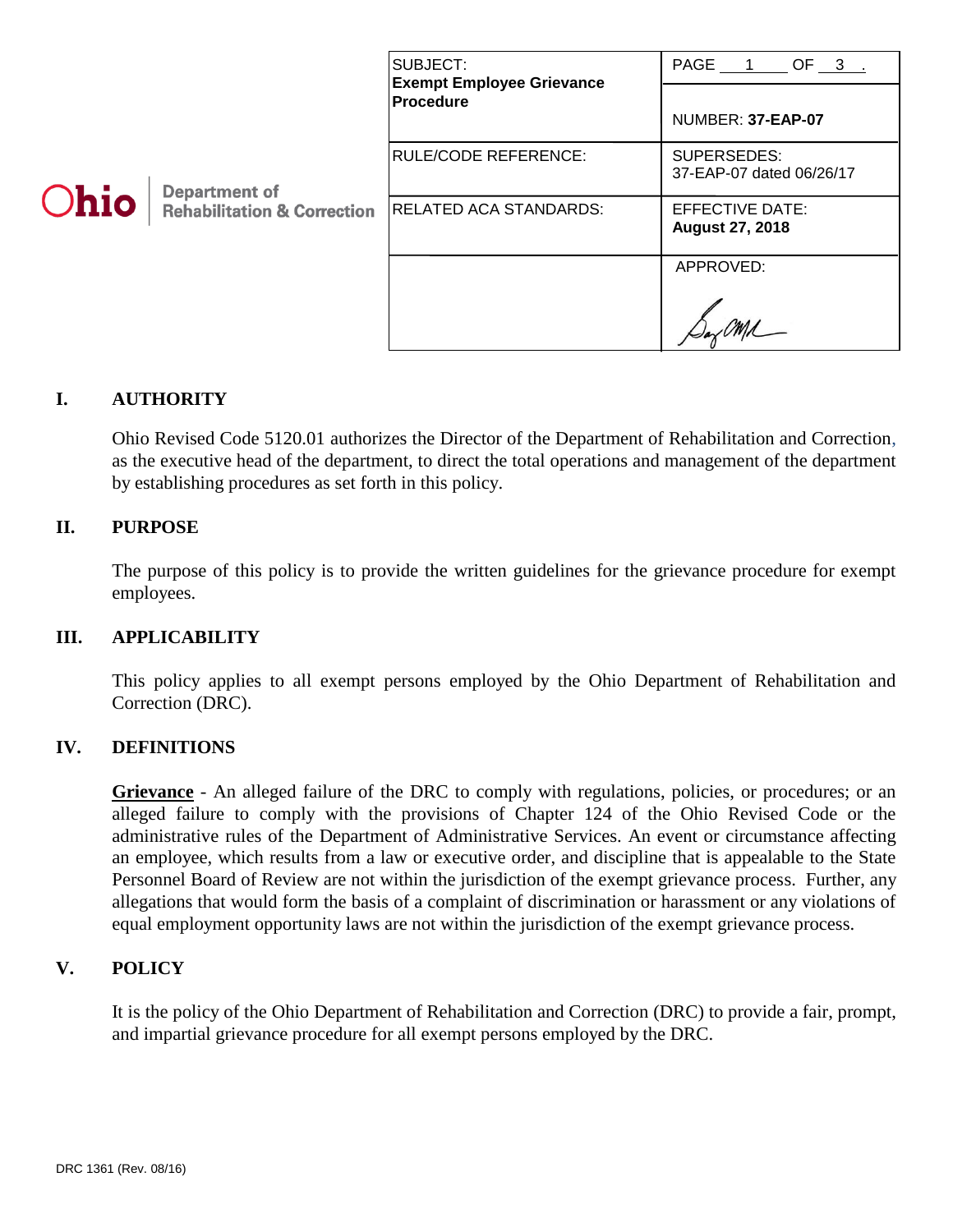Ohio | Department of Rehabilitation & Correction

| SUBJECT: **Exempt Employee Grievance Procedure** | PAGE 1 OF 3 . NUMBER: **37-EAP-07** |
| --- | --- |
| RULE/CODE REFERENCE: | SUPERSEDES: 37-EAP-07 dated 06/26/17 |
| RELATED ACA STANDARDS: | EFFECTIVE DATE: **August 27, 2018** |
| | APPROVED: |

## I. AUTHORITY

Ohio Revised Code 5120.01 authorizes the Director of the Department of Rehabilitation and Correction, as the executive head of the department, to direct the total operations and management of the department by establishing procedures as set forth in this policy.

## II. PURPOSE

The purpose of this policy is to provide the written guidelines for the grievance procedure for exempt employees.

## III. APPLICABILITY

This policy applies to all exempt persons employed by the Ohio Department of Rehabilitation and Correction (DRC).

## IV. DEFINITIONS

**Grievance** - An alleged failure of the DRC to comply with regulations, policies, or procedures; or an alleged failure to comply with the provisions of Chapter 124 of the Ohio Revised Code or the administrative rules of the Department of Administrative Services. An event or circumstance affecting an employee, which results from a law or executive order, and discipline that is appealable to the State Personnel Board of Review are not within the jurisdiction of the exempt grievance process. Further, any allegations that would form the basis of a complaint of discrimination or harassment or any violations of equal employment opportunity laws are not within the jurisdiction of the exempt grievance process.

## V. POLICY

It is the policy of the Ohio Department of Rehabilitation and Correction (DRC) to provide a fair, prompt, and impartial grievance procedure for all exempt persons employed by the DRC.

DRC 1361 (Rev. 08/16)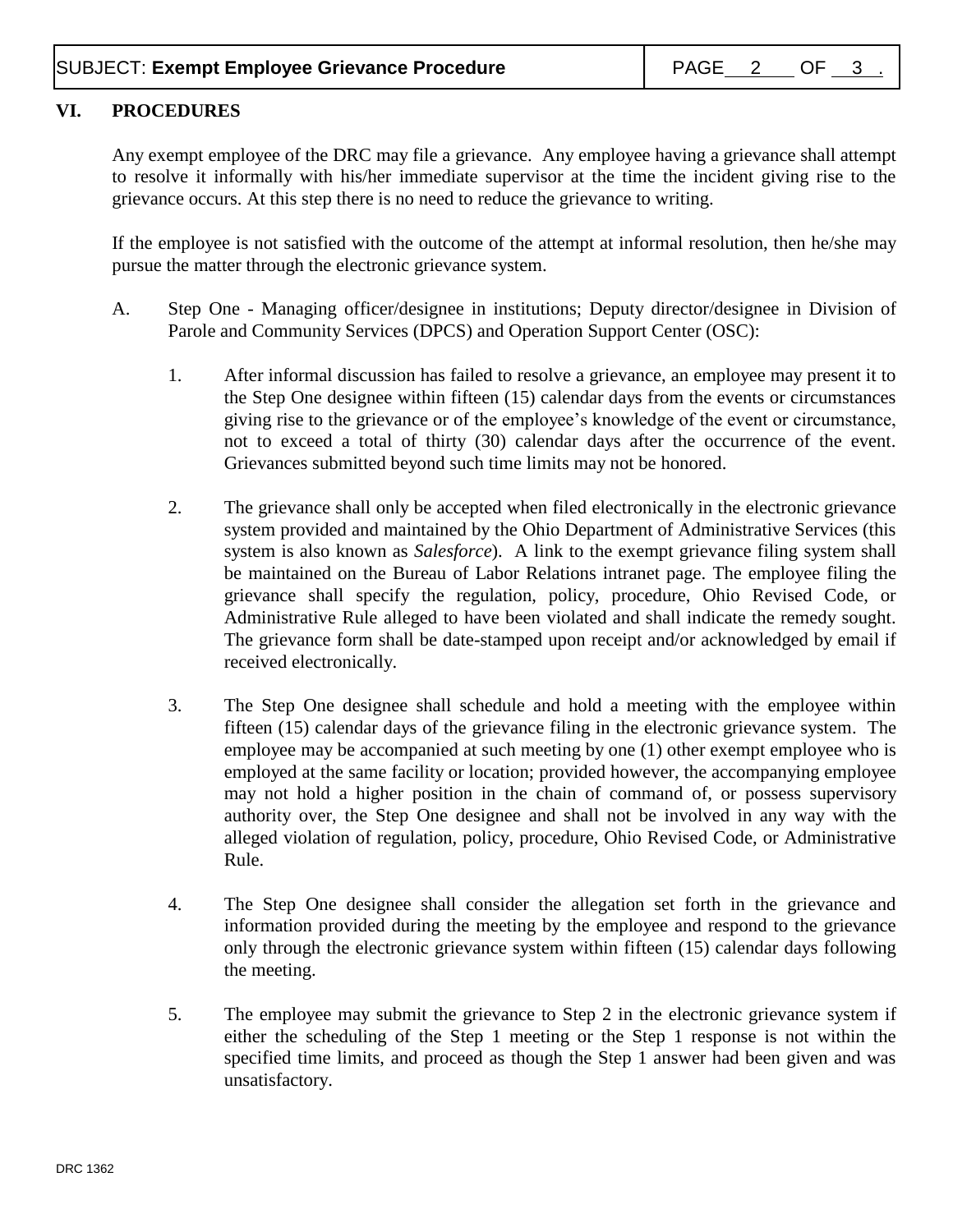## VI. PROCEDURES

Any exempt employee of the DRC may file a grievance. Any employee having a grievance shall attempt to resolve it informally with his/her immediate supervisor at the time the incident giving rise to the grievance occurs. At this step there is no need to reduce the grievance to writing.

If the employee is not satisfied with the outcome of the attempt at informal resolution, then he/she may pursue the matter through the electronic grievance system.

A. Step One - Managing officer/designee in institutions; Deputy director/designee in Division of Parole and Community Services (DPCS) and Operation Support Center (OSC):

1. After informal discussion has failed to resolve a grievance, an employee may present it to the Step One designee within fifteen (15) calendar days from the events or circumstances giving rise to the grievance or of the employee's knowledge of the event or circumstance, not to exceed a total of thirty (30) calendar days after the occurrence of the event. Grievances submitted beyond such time limits may not be honored.

2. The grievance shall only be accepted when filed electronically in the electronic grievance system provided and maintained by the Ohio Department of Administrative Services (this system is also known as *Salesforce*). A link to the exempt grievance filing system shall be maintained on the Bureau of Labor Relations intranet page. The employee filing the grievance shall specify the regulation, policy, procedure, Ohio Revised Code, or Administrative Rule alleged to have been violated and shall indicate the remedy sought. The grievance form shall be date-stamped upon receipt and/or acknowledged by email if received electronically.

3. The Step One designee shall schedule and hold a meeting with the employee within fifteen (15) calendar days of the grievance filing in the electronic grievance system. The employee may be accompanied at such meeting by one (1) other exempt employee who is employed at the same facility or location; provided however, the accompanying employee may not hold a higher position in the chain of command of, or possess supervisory authority over, the Step One designee and shall not be involved in any way with the alleged violation of regulation, policy, procedure, Ohio Revised Code, or Administrative Rule.

4. The Step One designee shall consider the allegation set forth in the grievance and information provided during the meeting by the employee and respond to the grievance only through the electronic grievance system within fifteen (15) calendar days following the meeting.

5. The employee may submit the grievance to Step 2 in the electronic grievance system if either the scheduling of the Step 1 meeting or the Step 1 response is not within the specified time limits, and proceed as though the Step 1 answer had been given and was unsatisfactory.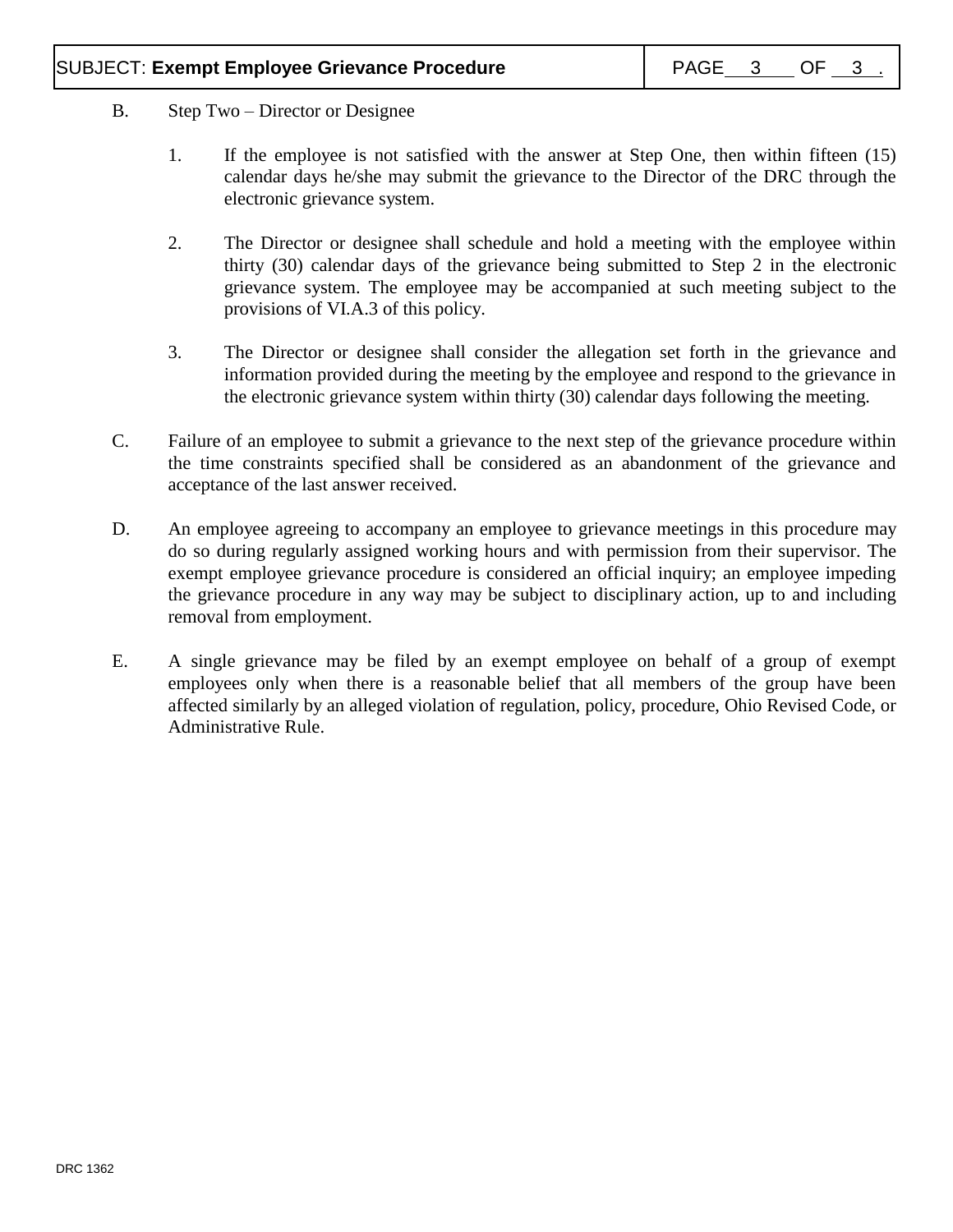B. Step Two – Director or Designee

1. If the employee is not satisfied with the answer at Step One, then within fifteen (15) calendar days he/she may submit the grievance to the Director of the DRC through the electronic grievance system.

2. The Director or designee shall schedule and hold a meeting with the employee within thirty (30) calendar days of the grievance being submitted to Step 2 in the electronic grievance system. The employee may be accompanied at such meeting subject to the provisions of VI.A.3 of this policy.

3. The Director or designee shall consider the allegation set forth in the grievance and information provided during the meeting by the employee and respond to the grievance in the electronic grievance system within thirty (30) calendar days following the meeting.

C. Failure of an employee to submit a grievance to the next step of the grievance procedure within the time constraints specified shall be considered as an abandonment of the grievance and acceptance of the last answer received.

D. An employee agreeing to accompany an employee to grievance meetings in this procedure may do so during regularly assigned working hours and with permission from their supervisor. The exempt employee grievance procedure is considered an official inquiry; an employee impeding the grievance procedure in any way may be subject to disciplinary action, up to and including removal from employment.

E. A single grievance may be filed by an exempt employee on behalf of a group of exempt employees only when there is a reasonable belief that all members of the group have been affected similarly by an alleged violation of regulation, policy, procedure, Ohio Revised Code, or Administrative Rule.